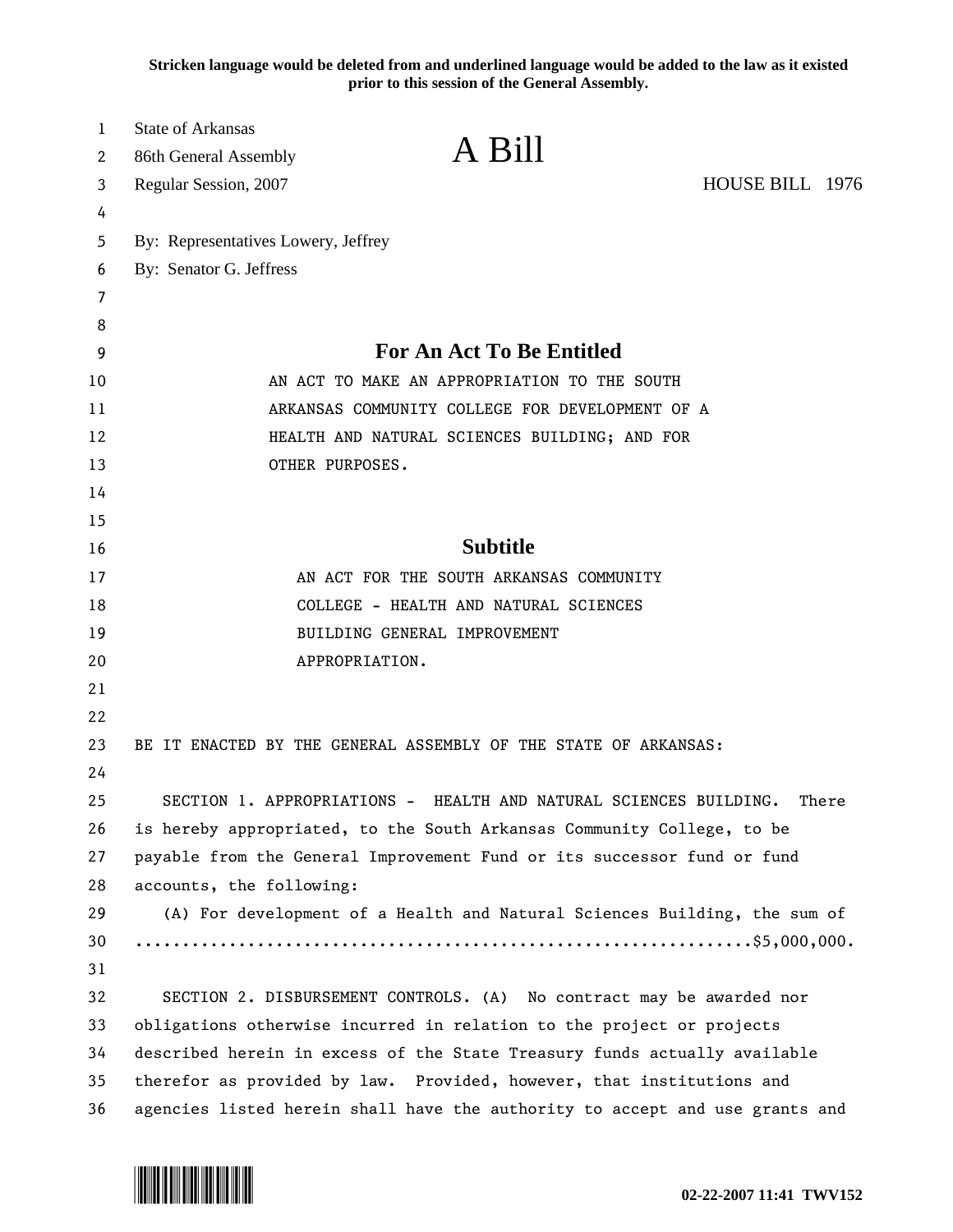**Stricken language would be deleted from and underlined language would be added to the law as it existed prior to this session of the General Assembly.**

State of Arkansas
86th General Assembly
Regular Session, 2007

# A Bill

HOUSE BILL 1976

By: Representatives Lowery, Jeffrey
By: Senator G. Jeffress

## For An Act To Be Entitled

AN ACT TO MAKE AN APPROPRIATION TO THE SOUTH ARKANSAS COMMUNITY COLLEGE FOR DEVELOPMENT OF A HEALTH AND NATURAL SCIENCES BUILDING; AND FOR OTHER PURPOSES.

## Subtitle

AN ACT FOR THE SOUTH ARKANSAS COMMUNITY COLLEGE - HEALTH AND NATURAL SCIENCES BUILDING GENERAL IMPROVEMENT APPROPRIATION.

BE IT ENACTED BY THE GENERAL ASSEMBLY OF THE STATE OF ARKANSAS:

SECTION 1. APPROPRIATIONS - HEALTH AND NATURAL SCIENCES BUILDING. There is hereby appropriated, to the South Arkansas Community College, to be payable from the General Improvement Fund or its successor fund or fund accounts, the following:

(A) For development of a Health and Natural Sciences Building, the sum of ..............................................................$5,000,000.

SECTION 2. DISBURSEMENT CONTROLS. (A) No contract may be awarded nor obligations otherwise incurred in relation to the project or projects described herein in excess of the State Treasury funds actually available therefor as provided by law. Provided, however, that institutions and agencies listed herein shall have the authority to accept and use grants and

02-22-2007 11:41 TWV152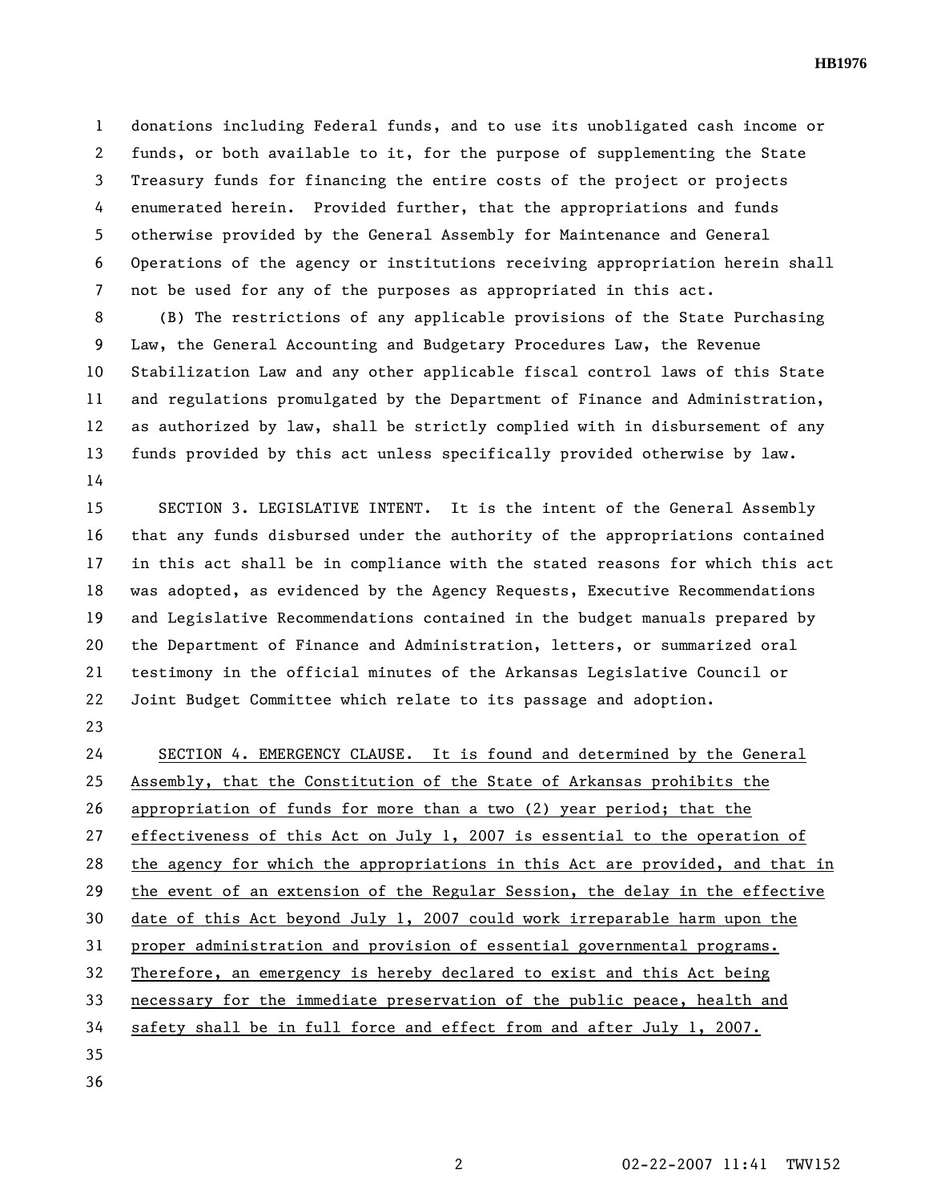donations including Federal funds, and to use its unobligated cash income or funds, or both available to it, for the purpose of supplementing the State Treasury funds for financing the entire costs of the project or projects enumerated herein. Provided further, that the appropriations and funds otherwise provided by the General Assembly for Maintenance and General Operations of the agency or institutions receiving appropriation herein shall not be used for any of the purposes as appropriated in this act.

(B) The restrictions of any applicable provisions of the State Purchasing Law, the General Accounting and Budgetary Procedures Law, the Revenue Stabilization Law and any other applicable fiscal control laws of this State and regulations promulgated by the Department of Finance and Administration, as authorized by law, shall be strictly complied with in disbursement of any funds provided by this act unless specifically provided otherwise by law.

SECTION 3. LEGISLATIVE INTENT. It is the intent of the General Assembly that any funds disbursed under the authority of the appropriations contained in this act shall be in compliance with the stated reasons for which this act was adopted, as evidenced by the Agency Requests, Executive Recommendations and Legislative Recommendations contained in the budget manuals prepared by the Department of Finance and Administration, letters, or summarized oral testimony in the official minutes of the Arkansas Legislative Council or Joint Budget Committee which relate to its passage and adoption.

<u>SECTION 4. EMERGENCY CLAUSE. It is found and determined by the General Assembly, that the Constitution of the State of Arkansas prohibits the appropriation of funds for more than a two (2) year period; that the effectiveness of this Act on July 1, 2007 is essential to the operation of the agency for which the appropriations in this Act are provided, and that in the event of an extension of the Regular Session, the delay in the effective date of this Act beyond July 1, 2007 could work irreparable harm upon the proper administration and provision of essential governmental programs. Therefore, an emergency is hereby declared to exist and this Act being necessary for the immediate preservation of the public peace, health and safety shall be in full force and effect from and after July 1, 2007.</u>